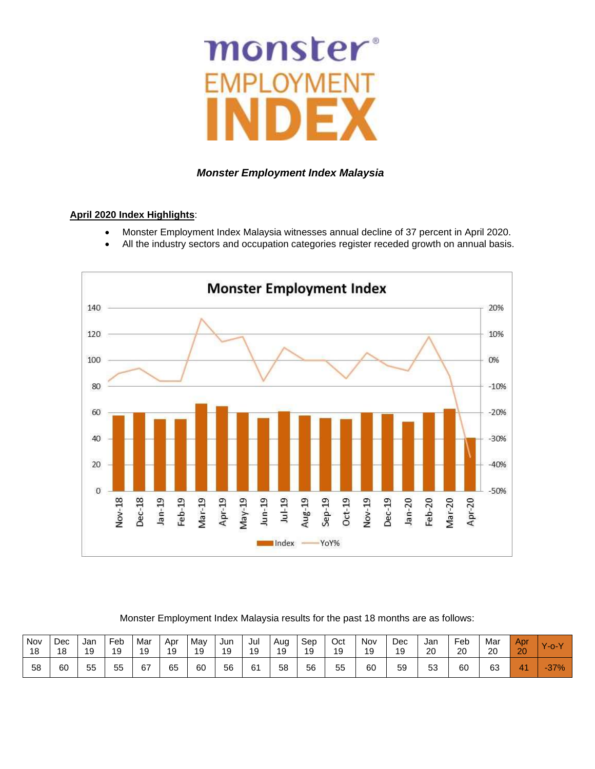# monster EMPLOYMENT INDEX

***Monster Employment Index Malaysia***

**April 2020 Index Highlights**:

- Monster Employment Index Malaysia witnesses annual decline of 37 percent in April 2020.
- All the industry sectors and occupation categories register receded growth on annual basis.

Monster Employment Index Malaysia results for the past 18 months are as follows:

| Nov 18 | Dec 18 | Jan 19 | Feb 19 | Mar 19 | Apr 19 | May 19 | Jun 19 | Jul 19 | Aug 19 | Sep 19 | Oct 19 | Nov 19 | Dec 19 | Jan 20 | Feb 20 | Mar 20 | Apr 20 | Y-o-Y |
|---|---|---|---|---|---|---|---|---|---|---|---|---|---|---|---|---|---|---|
| 58 | 60 | 55 | 55 | 67 | 65 | 60 | 56 | 61 | 58 | 56 | 55 | 60 | 59 | 53 | 60 | 63 | 41 | -37% |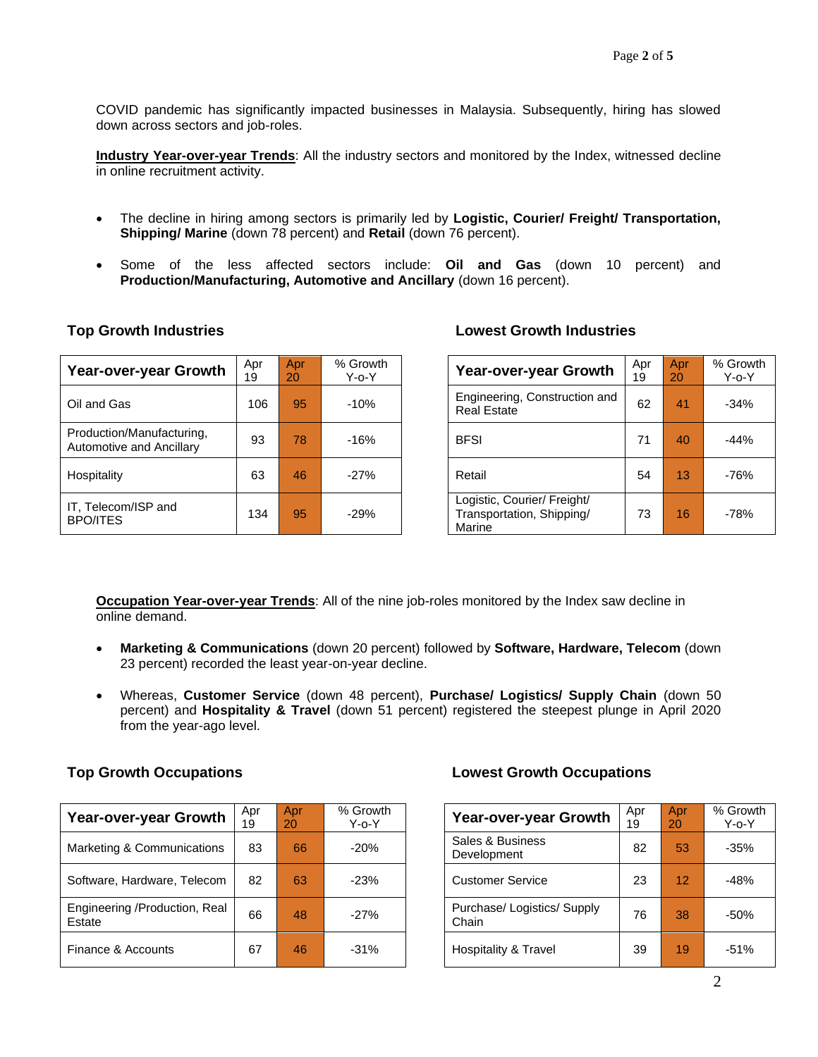COVID pandemic has significantly impacted businesses in Malaysia. Subsequently, hiring has slowed down across sectors and job-roles.

**Industry Year-over-year Trends**: All the industry sectors and monitored by the Index, witnessed decline in online recruitment activity.

- The decline in hiring among sectors is primarily led by **Logistic, Courier/ Freight/ Transportation, Shipping/ Marine** (down 78 percent) and **Retail** (down 76 percent).
- Some of the less affected sectors include: **Oil and Gas** (down 10 percent) and **Production/Manufacturing, Automotive and Ancillary** (down 16 percent).

### Top Growth Industries

| Year-over-year Growth | Apr 19 | Apr 20 | % Growth Y-o-Y |
|---|---|---|---|
| Oil and Gas | 106 | 95 | -10% |
| Production/Manufacturing, Automotive and Ancillary | 93 | 78 | -16% |
| Hospitality | 63 | 46 | -27% |
| IT, Telecom/ISP and BPO/ITES | 134 | 95 | -29% |

### Lowest Growth Industries

| Year-over-year Growth | Apr 19 | Apr 20 | % Growth Y-o-Y |
|---|---|---|---|
| Engineering, Construction and Real Estate | 62 | 41 | -34% |
| BFSI | 71 | 40 | -44% |
| Retail | 54 | 13 | -76% |
| Logistic, Courier/ Freight/ Transportation, Shipping/ Marine | 73 | 16 | -78% |

**Occupation Year-over-year Trends**: All of the nine job-roles monitored by the Index saw decline in online demand.

- **Marketing & Communications** (down 20 percent) followed by **Software, Hardware, Telecom** (down 23 percent) recorded the least year-on-year decline.
- Whereas, **Customer Service** (down 48 percent), **Purchase/ Logistics/ Supply Chain** (down 50 percent) and **Hospitality & Travel** (down 51 percent) registered the steepest plunge in April 2020 from the year-ago level.

### Top Growth Occupations

| Year-over-year Growth | Apr 19 | Apr 20 | % Growth Y-o-Y |
|---|---|---|---|
| Marketing & Communications | 83 | 66 | -20% |
| Software, Hardware, Telecom | 82 | 63 | -23% |
| Engineering /Production, Real Estate | 66 | 48 | -27% |
| Finance & Accounts | 67 | 46 | -31% |

### Lowest Growth Occupations

| Year-over-year Growth | Apr 19 | Apr 20 | % Growth Y-o-Y |
|---|---|---|---|
| Sales & Business Development | 82 | 53 | -35% |
| Customer Service | 23 | 12 | -48% |
| Purchase/ Logistics/ Supply Chain | 76 | 38 | -50% |
| Hospitality & Travel | 39 | 19 | -51% |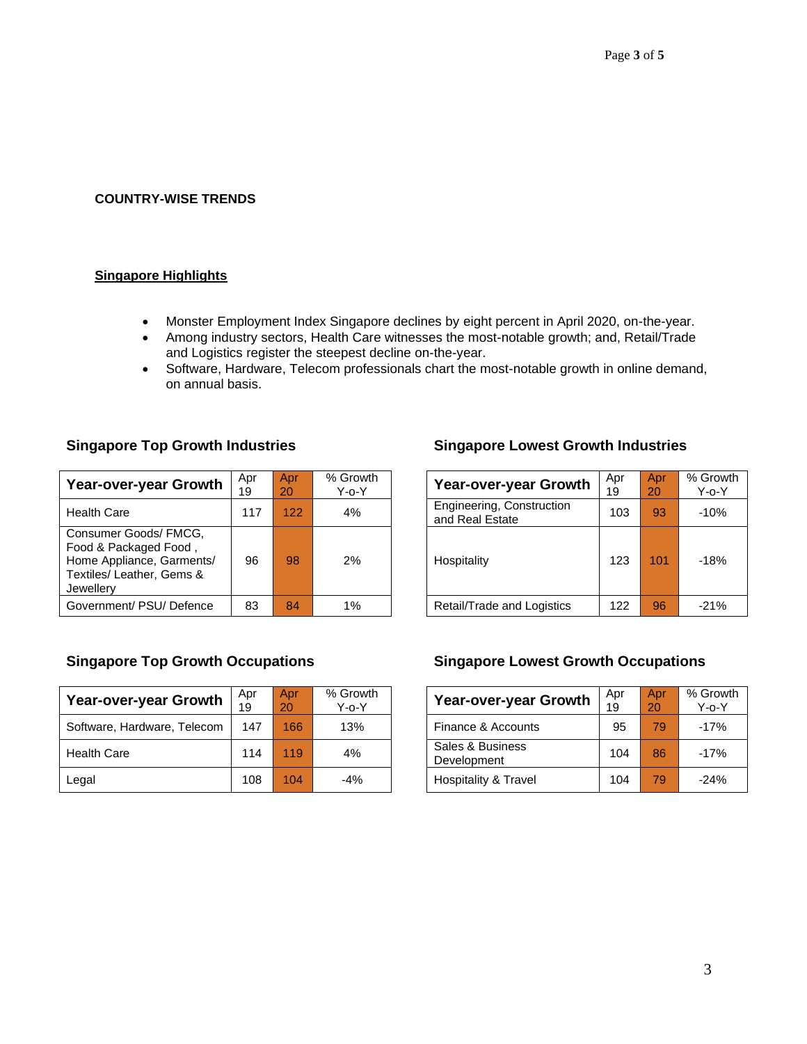**COUNTRY-WISE TRENDS**

**Singapore Highlights**

- Monster Employment Index Singapore declines by eight percent in April 2020, on-the-year.
- Among industry sectors, Health Care witnesses the most-notable growth; and, Retail/Trade and Logistics register the steepest decline on-the-year.
- Software, Hardware, Telecom professionals chart the most-notable growth in online demand, on annual basis.

### Singapore Top Growth Industries

| Year-over-year Growth | Apr 19 | Apr 20 | % Growth Y-o-Y |
|---|---|---|---|
| Health Care | 117 | 122 | 4% |
| Consumer Goods/ FMCG, Food & Packaged Food , Home Appliance, Garments/ Textiles/ Leather, Gems & Jewellery | 96 | 98 | 2% |
| Government/ PSU/ Defence | 83 | 84 | 1% |

### Singapore Lowest Growth Industries

| Year-over-year Growth | Apr 19 | Apr 20 | % Growth Y-o-Y |
|---|---|---|---|
| Engineering, Construction and Real Estate | 103 | 93 | -10% |
| Hospitality | 123 | 101 | -18% |
| Retail/Trade and Logistics | 122 | 96 | -21% |

### Singapore Top Growth Occupations

| Year-over-year Growth | Apr 19 | Apr 20 | % Growth Y-o-Y |
|---|---|---|---|
| Software, Hardware, Telecom | 147 | 166 | 13% |
| Health Care | 114 | 119 | 4% |
| Legal | 108 | 104 | -4% |

### Singapore Lowest Growth Occupations

| Year-over-year Growth | Apr 19 | Apr 20 | % Growth Y-o-Y |
|---|---|---|---|
| Finance & Accounts | 95 | 79 | -17% |
| Sales & Business Development | 104 | 86 | -17% |
| Hospitality & Travel | 104 | 79 | -24% |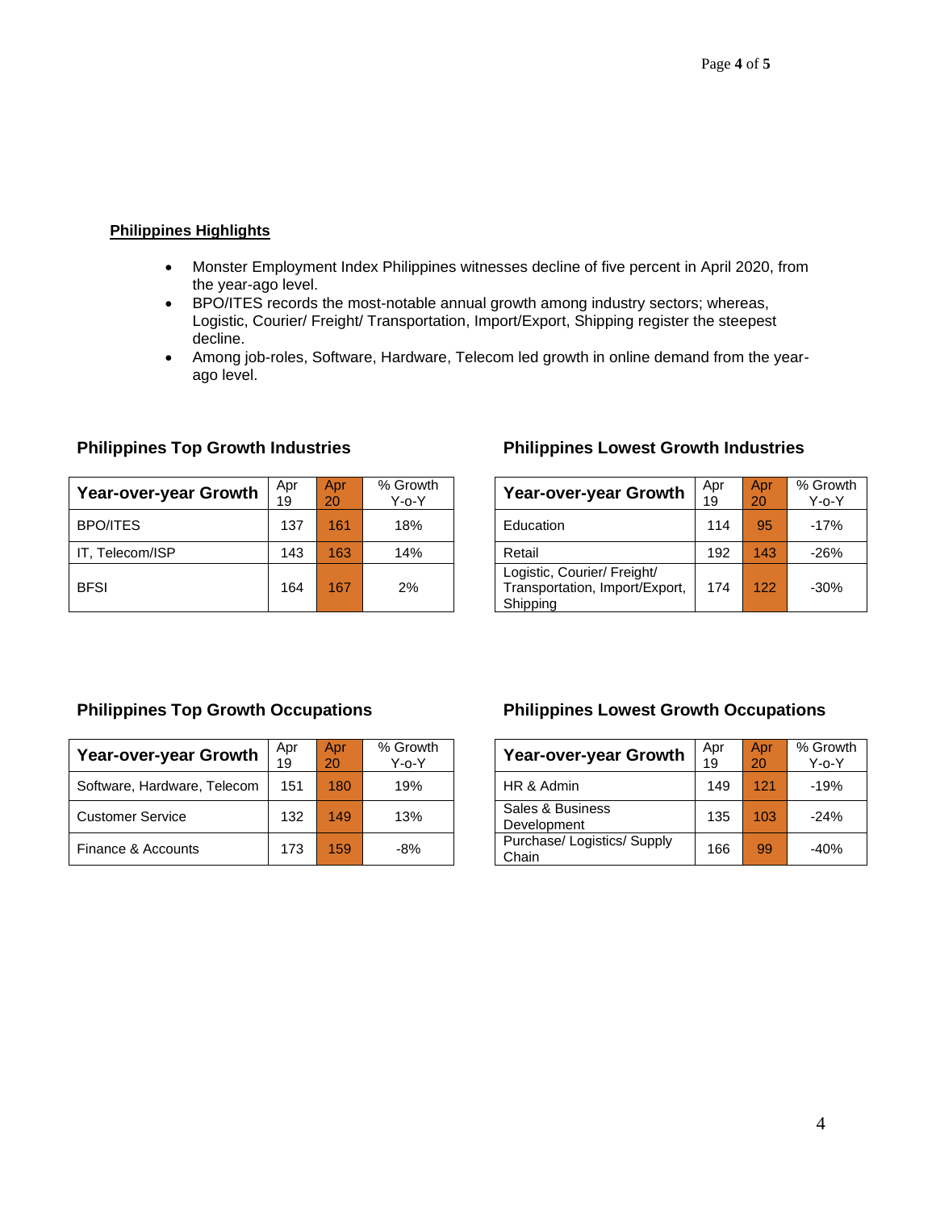**Philippines Highlights**

- Monster Employment Index Philippines witnesses decline of five percent in April 2020, from the year-ago level.
- BPO/ITES records the most-notable annual growth among industry sectors; whereas, Logistic, Courier/ Freight/ Transportation, Import/Export, Shipping register the steepest decline.
- Among job-roles, Software, Hardware, Telecom led growth in online demand from the year-ago level.

### Philippines Top Growth Industries

| Year-over-year Growth | Apr 19 | Apr 20 | % Growth Y-o-Y |
|---|---|---|---|
| BPO/ITES | 137 | 161 | 18% |
| IT, Telecom/ISP | 143 | 163 | 14% |
| BFSI | 164 | 167 | 2% |

### Philippines Lowest Growth Industries

| Year-over-year Growth | Apr 19 | Apr 20 | % Growth Y-o-Y |
|---|---|---|---|
| Education | 114 | 95 | -17% |
| Retail | 192 | 143 | -26% |
| Logistic, Courier/ Freight/ Transportation, Import/Export, Shipping | 174 | 122 | -30% |

### Philippines Top Growth Occupations

| Year-over-year Growth | Apr 19 | Apr 20 | % Growth Y-o-Y |
|---|---|---|---|
| Software, Hardware, Telecom | 151 | 180 | 19% |
| Customer Service | 132 | 149 | 13% |
| Finance & Accounts | 173 | 159 | -8% |

### Philippines Lowest Growth Occupations

| Year-over-year Growth | Apr 19 | Apr 20 | % Growth Y-o-Y |
|---|---|---|---|
| HR & Admin | 149 | 121 | -19% |
| Sales & Business Development | 135 | 103 | -24% |
| Purchase/ Logistics/ Supply Chain | 166 | 99 | -40% |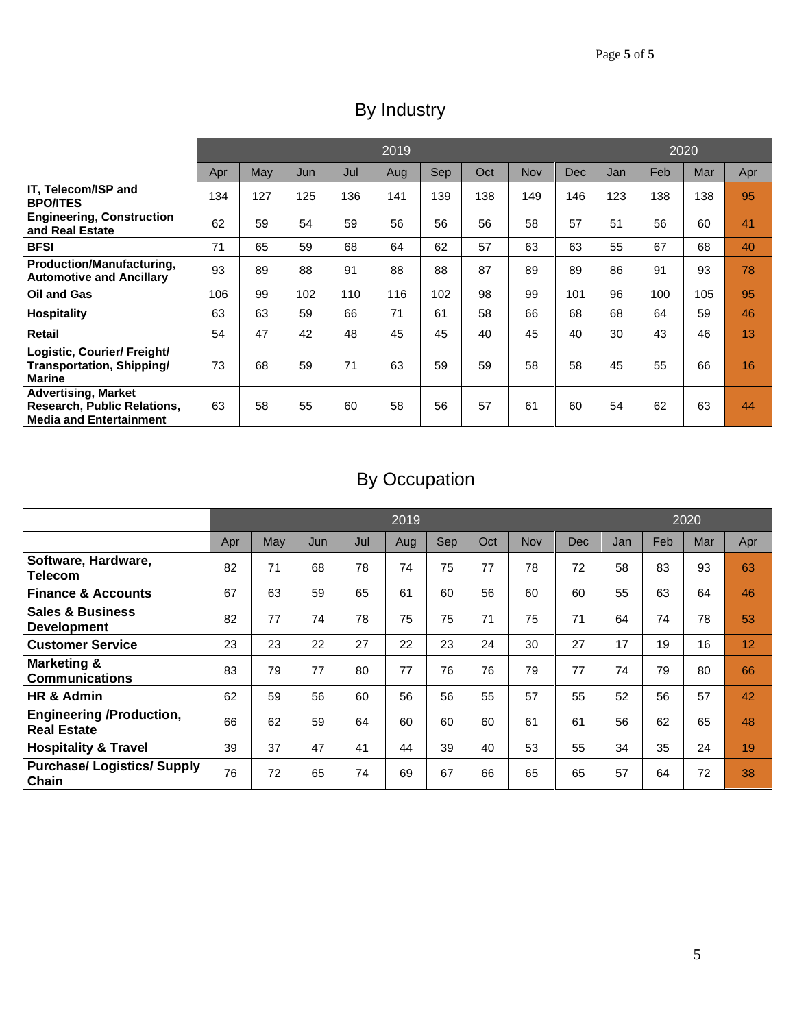## By Industry

| | 2019 | | | | | | | | | 2020 | | | |
|---|---|---|---|---|---|---|---|---|---|---|---|---|---|
| | Apr | May | Jun | Jul | Aug | Sep | Oct | Nov | Dec | Jan | Feb | Mar | Apr |
| **IT, Telecom/ISP and BPO/ITES** | 134 | 127 | 125 | 136 | 141 | 139 | 138 | 149 | 146 | 123 | 138 | 138 | 95 |
| **Engineering, Construction and Real Estate** | 62 | 59 | 54 | 59 | 56 | 56 | 56 | 58 | 57 | 51 | 56 | 60 | 41 |
| **BFSI** | 71 | 65 | 59 | 68 | 64 | 62 | 57 | 63 | 63 | 55 | 67 | 68 | 40 |
| **Production/Manufacturing, Automotive and Ancillary** | 93 | 89 | 88 | 91 | 88 | 88 | 87 | 89 | 89 | 86 | 91 | 93 | 78 |
| **Oil and Gas** | 106 | 99 | 102 | 110 | 116 | 102 | 98 | 99 | 101 | 96 | 100 | 105 | 95 |
| **Hospitality** | 63 | 63 | 59 | 66 | 71 | 61 | 58 | 66 | 68 | 68 | 64 | 59 | 46 |
| **Retail** | 54 | 47 | 42 | 48 | 45 | 45 | 40 | 45 | 40 | 30 | 43 | 46 | 13 |
| **Logistic, Courier/ Freight/ Transportation, Shipping/ Marine** | 73 | 68 | 59 | 71 | 63 | 59 | 59 | 58 | 58 | 45 | 55 | 66 | 16 |
| **Advertising, Market Research, Public Relations, Media and Entertainment** | 63 | 58 | 55 | 60 | 58 | 56 | 57 | 61 | 60 | 54 | 62 | 63 | 44 |

## By Occupation

| | 2019 | | | | | | | | | 2020 | | | |
|---|---|---|---|---|---|---|---|---|---|---|---|---|---|
| | Apr | May | Jun | Jul | Aug | Sep | Oct | Nov | Dec | Jan | Feb | Mar | Apr |
| **Software, Hardware, Telecom** | 82 | 71 | 68 | 78 | 74 | 75 | 77 | 78 | 72 | 58 | 83 | 93 | 63 |
| **Finance & Accounts** | 67 | 63 | 59 | 65 | 61 | 60 | 56 | 60 | 60 | 55 | 63 | 64 | 46 |
| **Sales & Business Development** | 82 | 77 | 74 | 78 | 75 | 75 | 71 | 75 | 71 | 64 | 74 | 78 | 53 |
| **Customer Service** | 23 | 23 | 22 | 27 | 22 | 23 | 24 | 30 | 27 | 17 | 19 | 16 | 12 |
| **Marketing & Communications** | 83 | 79 | 77 | 80 | 77 | 76 | 76 | 79 | 77 | 74 | 79 | 80 | 66 |
| **HR & Admin** | 62 | 59 | 56 | 60 | 56 | 56 | 55 | 57 | 55 | 52 | 56 | 57 | 42 |
| **Engineering /Production, Real Estate** | 66 | 62 | 59 | 64 | 60 | 60 | 60 | 61 | 61 | 56 | 62 | 65 | 48 |
| **Hospitality & Travel** | 39 | 37 | 47 | 41 | 44 | 39 | 40 | 53 | 55 | 34 | 35 | 24 | 19 |
| **Purchase/ Logistics/ Supply Chain** | 76 | 72 | 65 | 74 | 69 | 67 | 66 | 65 | 65 | 57 | 64 | 72 | 38 |